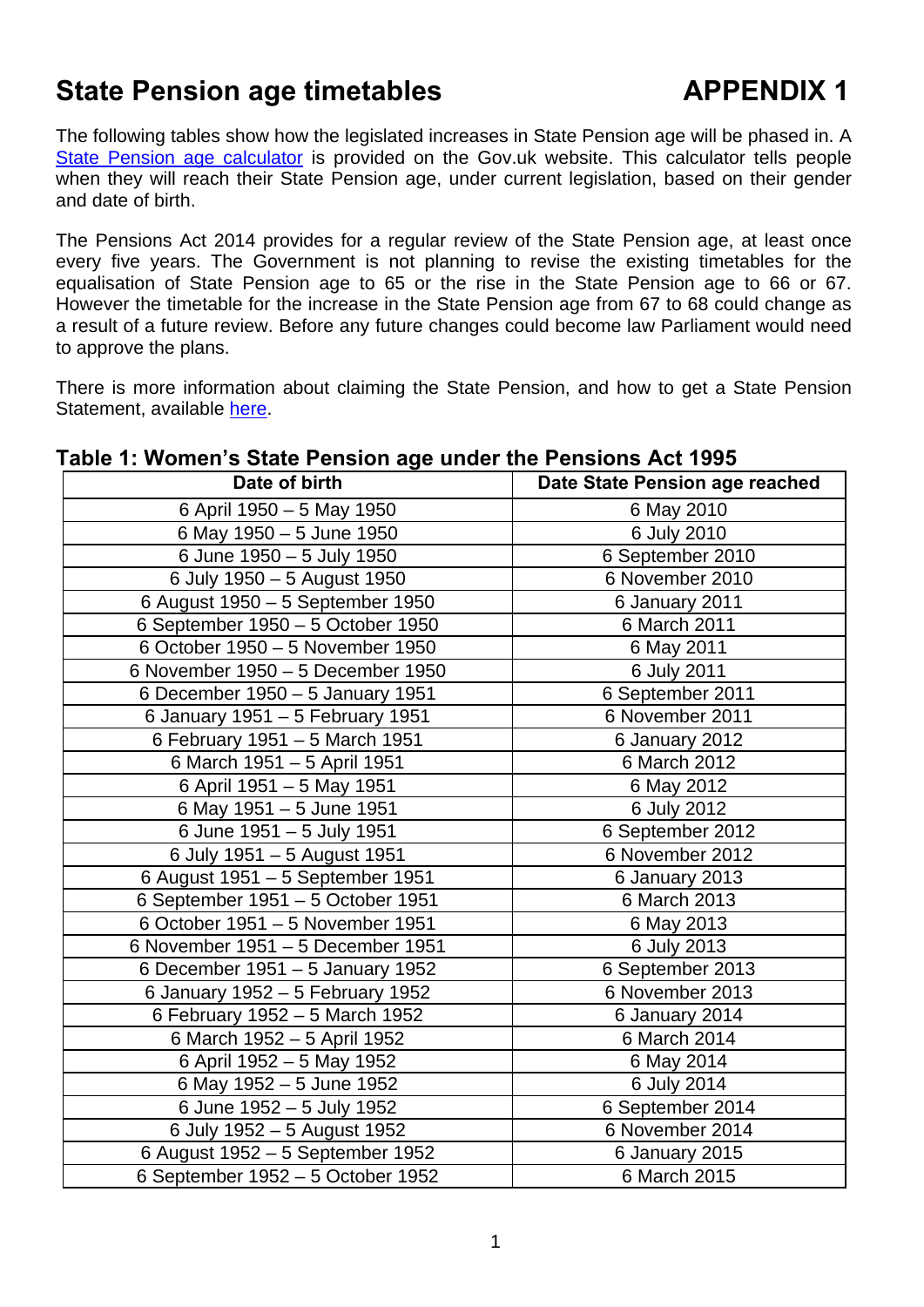# State Pension age timetables

# APPENDIX 1

The following tables show how the legislated increases in State Pension age will be phased in. A State Pension age calculator is provided on the Gov.uk website. This calculator tells people when they will reach their State Pension age, under current legislation, based on their gender and date of birth.

The Pensions Act 2014 provides for a regular review of the State Pension age, at least once every five years. The Government is not planning to revise the existing timetables for the equalisation of State Pension age to 65 or the rise in the State Pension age to 66 or 67. However the timetable for the increase in the State Pension age from 67 to 68 could change as a result of a future review. Before any future changes could become law Parliament would need to approve the plans.

There is more information about claiming the State Pension, and how to get a State Pension Statement, available here.

## Table 1: Women's State Pension age under the Pensions Act 1995

| Date of birth | Date State Pension age reached |
|---|---|
| 6 April 1950 – 5 May 1950 | 6 May 2010 |
| 6 May 1950 – 5 June 1950 | 6 July 2010 |
| 6 June 1950 – 5 July 1950 | 6 September 2010 |
| 6 July 1950 – 5 August 1950 | 6 November 2010 |
| 6 August 1950 – 5 September 1950 | 6 January 2011 |
| 6 September 1950 – 5 October 1950 | 6 March 2011 |
| 6 October 1950 – 5 November 1950 | 6 May 2011 |
| 6 November 1950 – 5 December 1950 | 6 July 2011 |
| 6 December 1950 – 5 January 1951 | 6 September 2011 |
| 6 January 1951 – 5 February 1951 | 6 November 2011 |
| 6 February 1951 – 5 March 1951 | 6 January 2012 |
| 6 March 1951 – 5 April 1951 | 6 March 2012 |
| 6 April 1951 – 5 May 1951 | 6 May 2012 |
| 6 May 1951 – 5 June 1951 | 6 July 2012 |
| 6 June 1951 – 5 July 1951 | 6 September 2012 |
| 6 July 1951 – 5 August 1951 | 6 November 2012 |
| 6 August 1951 – 5 September 1951 | 6 January 2013 |
| 6 September 1951 – 5 October 1951 | 6 March 2013 |
| 6 October 1951 – 5 November 1951 | 6 May 2013 |
| 6 November 1951 – 5 December 1951 | 6 July 2013 |
| 6 December 1951 – 5 January 1952 | 6 September 2013 |
| 6 January 1952 – 5 February 1952 | 6 November 2013 |
| 6 February 1952 – 5 March 1952 | 6 January 2014 |
| 6 March 1952 – 5 April 1952 | 6 March 2014 |
| 6 April 1952 – 5 May 1952 | 6 May 2014 |
| 6 May 1952 – 5 June 1952 | 6 July 2014 |
| 6 June 1952 – 5 July 1952 | 6 September 2014 |
| 6 July 1952 – 5 August 1952 | 6 November 2014 |
| 6 August 1952 – 5 September 1952 | 6 January 2015 |
| 6 September 1952 – 5 October 1952 | 6 March 2015 |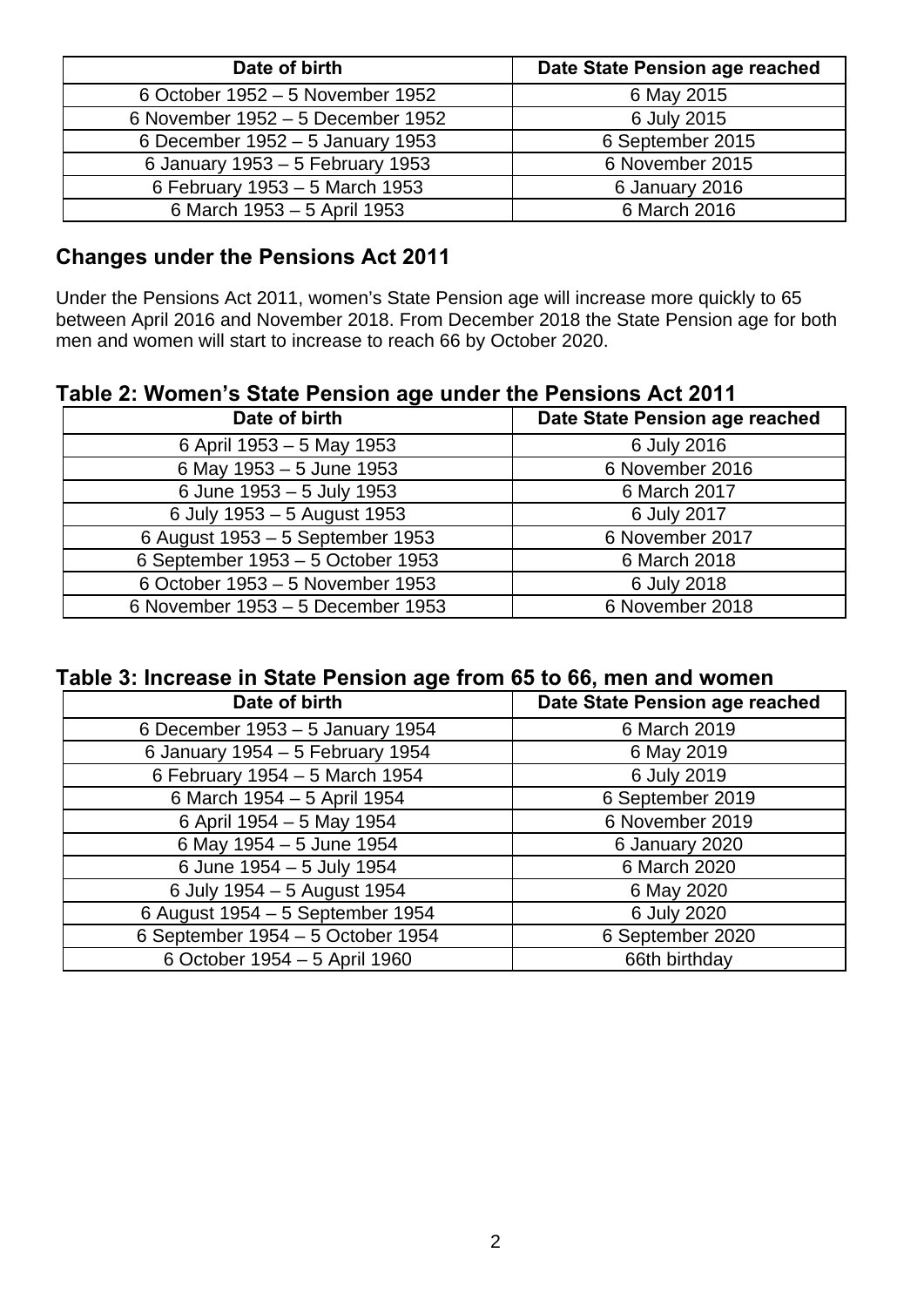| Date of birth | Date State Pension age reached |
|---|---|
| 6 October 1952 – 5 November 1952 | 6 May 2015 |
| 6 November 1952 – 5 December 1952 | 6 July 2015 |
| 6 December 1952 – 5 January 1953 | 6 September 2015 |
| 6 January 1953 – 5 February 1953 | 6 November 2015 |
| 6 February 1953 – 5 March 1953 | 6 January 2016 |
| 6 March 1953 – 5 April 1953 | 6 March 2016 |

## Changes under the Pensions Act 2011

Under the Pensions Act 2011, women's State Pension age will increase more quickly to 65 between April 2016 and November 2018. From December 2018 the State Pension age for both men and women will start to increase to reach 66 by October 2020.

### Table 2: Women's State Pension age under the Pensions Act 2011

| Date of birth | Date State Pension age reached |
|---|---|
| 6 April 1953 – 5 May 1953 | 6 July 2016 |
| 6 May 1953 – 5 June 1953 | 6 November 2016 |
| 6 June 1953 – 5 July 1953 | 6 March 2017 |
| 6 July 1953 – 5 August 1953 | 6 July 2017 |
| 6 August 1953 – 5 September 1953 | 6 November 2017 |
| 6 September 1953 – 5 October 1953 | 6 March 2018 |
| 6 October 1953 – 5 November 1953 | 6 July 2018 |
| 6 November 1953 – 5 December 1953 | 6 November 2018 |

### Table 3: Increase in State Pension age from 65 to 66, men and women

| Date of birth | Date State Pension age reached |
|---|---|
| 6 December 1953 – 5 January 1954 | 6 March 2019 |
| 6 January 1954 – 5 February 1954 | 6 May 2019 |
| 6 February 1954 – 5 March 1954 | 6 July 2019 |
| 6 March 1954 – 5 April 1954 | 6 September 2019 |
| 6 April 1954 – 5 May 1954 | 6 November 2019 |
| 6 May 1954 – 5 June 1954 | 6 January 2020 |
| 6 June 1954 – 5 July 1954 | 6 March 2020 |
| 6 July 1954 – 5 August 1954 | 6 May 2020 |
| 6 August 1954 – 5 September 1954 | 6 July 2020 |
| 6 September 1954 – 5 October 1954 | 6 September 2020 |
| 6 October 1954 – 5 April 1960 | 66th birthday |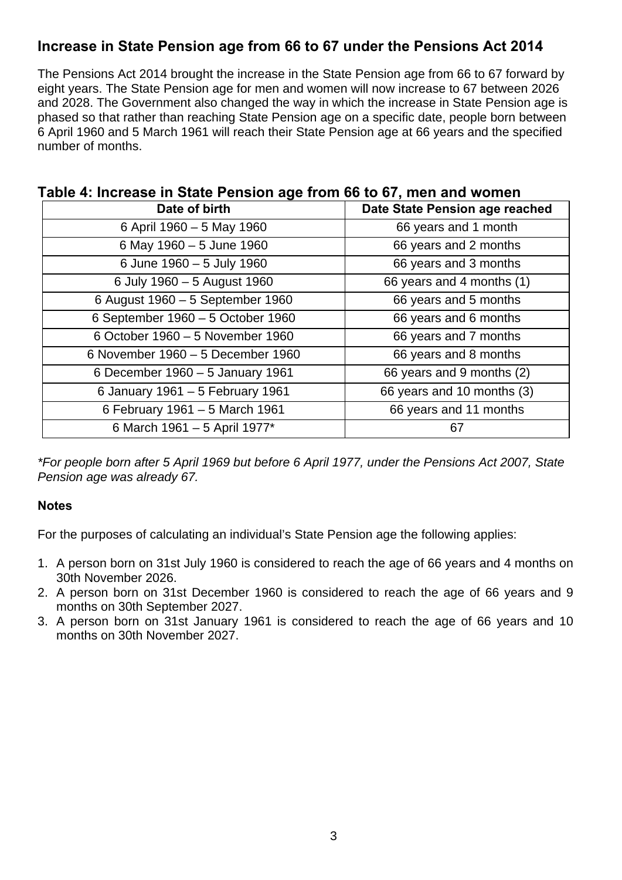## Increase in State Pension age from 66 to 67 under the Pensions Act 2014

The Pensions Act 2014 brought the increase in the State Pension age from 66 to 67 forward by eight years. The State Pension age for men and women will now increase to 67 between 2026 and 2028. The Government also changed the way in which the increase in State Pension age is phased so that rather than reaching State Pension age on a specific date, people born between 6 April 1960 and 5 March 1961 will reach their State Pension age at 66 years and the specified number of months.

### Table 4: Increase in State Pension age from 66 to 67, men and women

| Date of birth | Date State Pension age reached |
|---|---|
| 6 April 1960 – 5 May 1960 | 66 years and 1 month |
| 6 May 1960 – 5 June 1960 | 66 years and 2 months |
| 6 June 1960 – 5 July 1960 | 66 years and 3 months |
| 6 July 1960 – 5 August 1960 | 66 years and 4 months (1) |
| 6 August 1960 – 5 September 1960 | 66 years and 5 months |
| 6 September 1960 – 5 October 1960 | 66 years and 6 months |
| 6 October 1960 – 5 November 1960 | 66 years and 7 months |
| 6 November 1960 – 5 December 1960 | 66 years and 8 months |
| 6 December 1960 – 5 January 1961 | 66 years and 9 months (2) |
| 6 January 1961 – 5 February 1961 | 66 years and 10 months (3) |
| 6 February 1961 – 5 March 1961 | 66 years and 11 months |
| 6 March 1961 – 5 April 1977* | 67 |

*\*For people born after 5 April 1969 but before 6 April 1977, under the Pensions Act 2007, State Pension age was already 67.*

**Notes**

For the purposes of calculating an individual's State Pension age the following applies:

1. A person born on 31st July 1960 is considered to reach the age of 66 years and 4 months on 30th November 2026.
2. A person born on 31st December 1960 is considered to reach the age of 66 years and 9 months on 30th September 2027.
3. A person born on 31st January 1961 is considered to reach the age of 66 years and 10 months on 30th November 2027.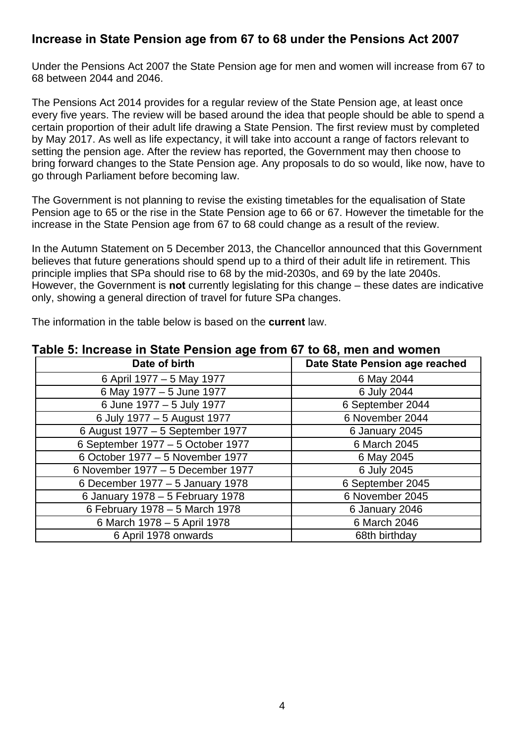## Increase in State Pension age from 67 to 68 under the Pensions Act 2007

Under the Pensions Act 2007 the State Pension age for men and women will increase from 67 to 68 between 2044 and 2046.

The Pensions Act 2014 provides for a regular review of the State Pension age, at least once every five years. The review will be based around the idea that people should be able to spend a certain proportion of their adult life drawing a State Pension. The first review must by completed by May 2017. As well as life expectancy, it will take into account a range of factors relevant to setting the pension age. After the review has reported, the Government may then choose to bring forward changes to the State Pension age. Any proposals to do so would, like now, have to go through Parliament before becoming law.

The Government is not planning to revise the existing timetables for the equalisation of State Pension age to 65 or the rise in the State Pension age to 66 or 67. However the timetable for the increase in the State Pension age from 67 to 68 could change as a result of the review.

In the Autumn Statement on 5 December 2013, the Chancellor announced that this Government believes that future generations should spend up to a third of their adult life in retirement. This principle implies that SPa should rise to 68 by the mid-2030s, and 69 by the late 2040s. However, the Government is **not** currently legislating for this change – these dates are indicative only, showing a general direction of travel for future SPa changes.

The information in the table below is based on the **current** law.

### Table 5: Increase in State Pension age from 67 to 68, men and women

| Date of birth | Date State Pension age reached |
|---|---|
| 6 April 1977 – 5 May 1977 | 6 May 2044 |
| 6 May 1977 – 5 June 1977 | 6 July 2044 |
| 6 June 1977 – 5 July 1977 | 6 September 2044 |
| 6 July 1977 – 5 August 1977 | 6 November 2044 |
| 6 August 1977 – 5 September 1977 | 6 January 2045 |
| 6 September 1977 – 5 October 1977 | 6 March 2045 |
| 6 October 1977 – 5 November 1977 | 6 May 2045 |
| 6 November 1977 – 5 December 1977 | 6 July 2045 |
| 6 December 1977 – 5 January 1978 | 6 September 2045 |
| 6 January 1978 – 5 February 1978 | 6 November 2045 |
| 6 February 1978 – 5 March 1978 | 6 January 2046 |
| 6 March 1978 – 5 April 1978 | 6 March 2046 |
| 6 April 1978 onwards | 68th birthday |